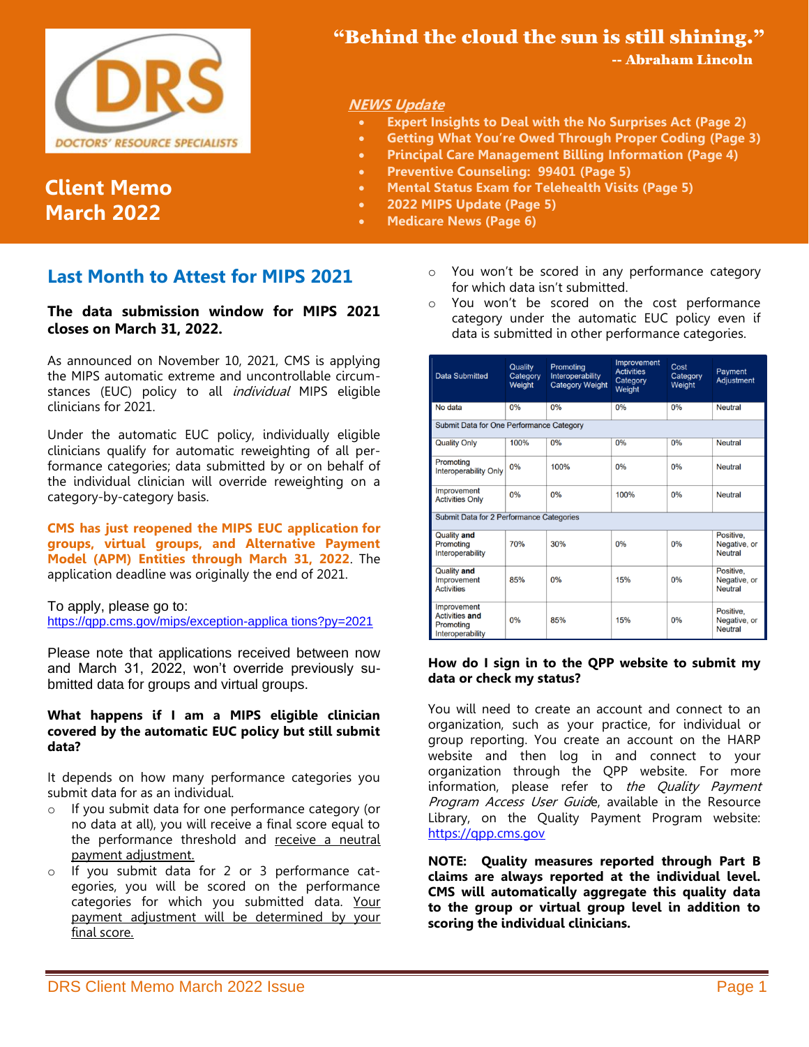DRS
DOCTORS' RESOURCE SPECIALISTS

# Client Memo March 2022

**"Behind the cloud the sun is still shining."**
**-- Abraham Lincoln**

***NEWS Update***

- **Expert Insights to Deal with the No Surprises Act (Page 2)**
- **Getting What You're Owed Through Proper Coding (Page 3)**
- **Principal Care Management Billing Information (Page 4)**
- **Preventive Counseling: 99401 (Page 5)**
- **Mental Status Exam for Telehealth Visits (Page 5)**
- **2022 MIPS Update (Page 5)**
- **Medicare News (Page 6)**

## Last Month to Attest for MIPS 2021

**The data submission window for MIPS 2021 closes on March 31, 2022.**

As announced on November 10, 2021, CMS is applying the MIPS automatic extreme and uncontrollable circum-stances (EUC) policy to all *individual* MIPS eligible clinicians for 2021.

Under the automatic EUC policy, individually eligible clinicians qualify for automatic reweighting of all per-formance categories; data submitted by or on behalf of the individual clinician will override reweighting on a category-by-category basis.

**CMS has just reopened the MIPS EUC application for groups, virtual groups, and Alternative Payment Model (APM) Entities through March 31, 2022**. The application deadline was originally the end of 2021.

To apply, please go to:
https://qpp.cms.gov/mips/exception-applica tions?py=2021

Please note that applications received between now and March 31, 2022, won't override previously su-bmitted data for groups and virtual groups.

**What happens if I am a MIPS eligible clinician covered by the automatic EUC policy but still submit data?**

It depends on how many performance categories you submit data for as an individual.

- If you submit data for one performance category (or no data at all), you will receive a final score equal to the performance threshold and receive a neutral payment adjustment.
- If you submit data for 2 or 3 performance cat-egories, you will be scored on the performance categories for which you submitted data. Your payment adjustment will be determined by your final score.
  - You won't be scored in any performance category for which data isn't submitted.
  - You won't be scored on the cost performance category under the automatic EUC policy even if data is submitted in other performance categories.

| Data Submitted | Quality Category Weight | Promoting Interoperability Category Weight | Improvement Activities Category Weight | Cost Category Weight | Payment Adjustment |
|---|---|---|---|---|---|
| No data | 0% | 0% | 0% | 0% | Neutral |
| Submit Data for One Performance Category | | | | | |
| Quality Only | 100% | 0% | 0% | 0% | Neutral |
| Promoting Interoperability Only | 0% | 100% | 0% | 0% | Neutral |
| Improvement Activities Only | 0% | 0% | 100% | 0% | Neutral |
| Submit Data for 2 Performance Categories | | | | | |
| Quality **and** Promoting Interoperability | 70% | 30% | 0% | 0% | Positive, Negative, or Neutral |
| Quality **and** Improvement Activities | 85% | 0% | 15% | 0% | Positive, Negative, or Neutral |
| Improvement Activities **and** Promoting Interoperability | 0% | 85% | 15% | 0% | Positive, Negative, or Neutral |

**How do I sign in to the QPP website to submit my data or check my status?**

You will need to create an account and connect to an organization, such as your practice, for individual or group reporting. You create an account on the HARP website and then log in and connect to your organization through the QPP website. For more information, please refer to *the Quality Payment Program Access User Guide*, available in the Resource Library, on the Quality Payment Program website: https://qpp.cms.gov

**NOTE: Quality measures reported through Part B claims are always reported at the individual level. CMS will automatically aggregate this quality data to the group or virtual group level in addition to scoring the individual clinicians.**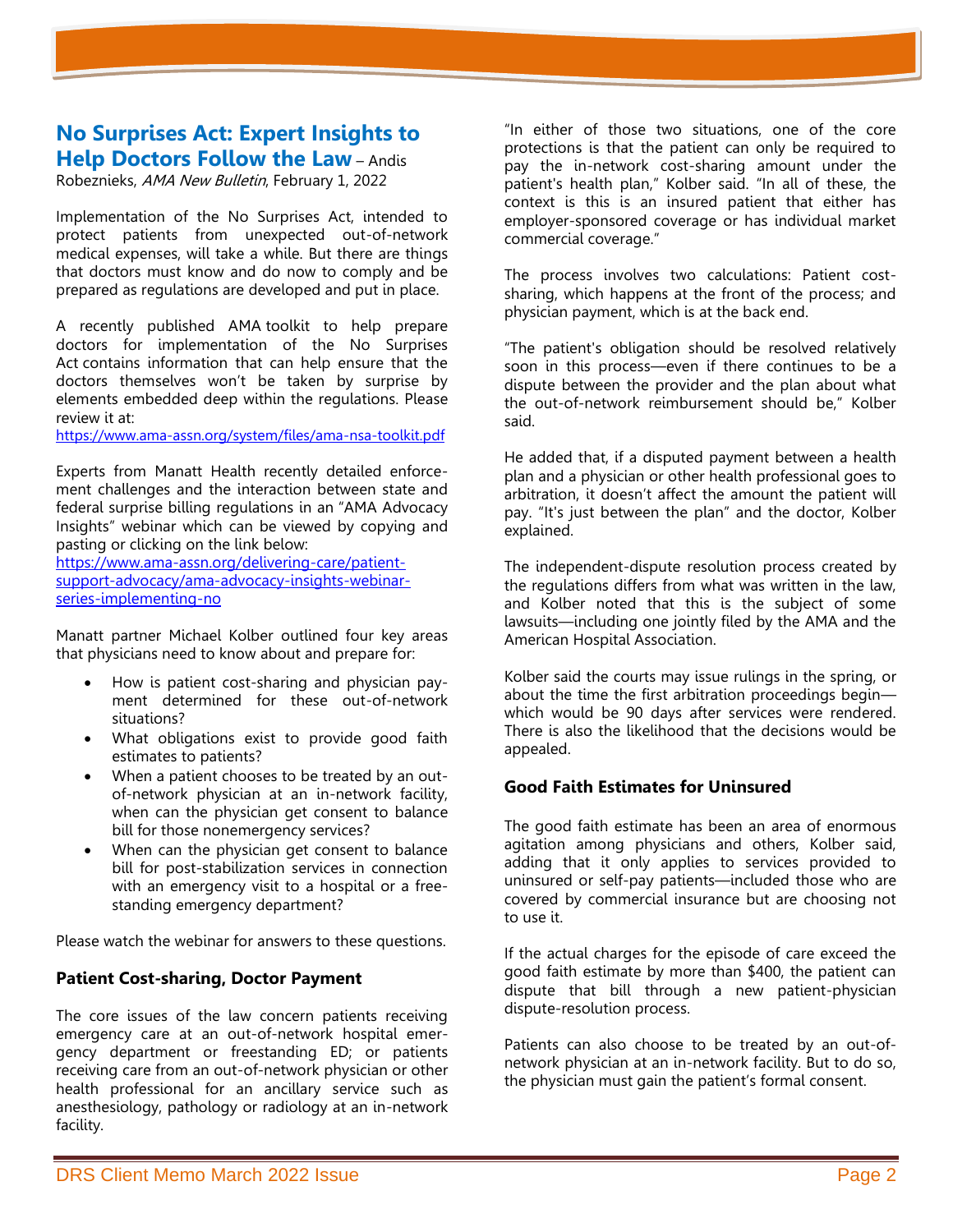## No Surprises Act: Expert Insights to Help Doctors Follow the Law – Andis Robeznieks, *AMA New Bulletin*, February 1, 2022

Implementation of the No Surprises Act, intended to protect patients from unexpected out-of-network medical expenses, will take a while. But there are things that doctors must know and do now to comply and be prepared as regulations are developed and put in place.

A recently published AMA toolkit to help prepare doctors for implementation of the No Surprises Act contains information that can help ensure that the doctors themselves won't be taken by surprise by elements embedded deep within the regulations. Please review it at:
https://www.ama-assn.org/system/files/ama-nsa-toolkit.pdf

Experts from Manatt Health recently detailed enforcement challenges and the interaction between state and federal surprise billing regulations in an "AMA Advocacy Insights" webinar which can be viewed by copying and pasting or clicking on the link below:
https://www.ama-assn.org/delivering-care/patient-support-advocacy/ama-advocacy-insights-webinar-series-implementing-no

Manatt partner Michael Kolber outlined four key areas that physicians need to know about and prepare for:

- How is patient cost-sharing and physician payment determined for these out-of-network situations?
- What obligations exist to provide good faith estimates to patients?
- When a patient chooses to be treated by an out-of-network physician at an in-network facility, when can the physician get consent to balance bill for those nonemergency services?
- When can the physician get consent to balance bill for post-stabilization services in connection with an emergency visit to a hospital or a free-standing emergency department?

Please watch the webinar for answers to these questions.

### Patient Cost-sharing, Doctor Payment

The core issues of the law concern patients receiving emergency care at an out-of-network hospital emergency department or freestanding ED; or patients receiving care from an out-of-network physician or other health professional for an ancillary service such as anesthesiology, pathology or radiology at an in-network facility.

"In either of those two situations, one of the core protections is that the patient can only be required to pay the in-network cost-sharing amount under the patient's health plan," Kolber said. "In all of these, the context is this is an insured patient that either has employer-sponsored coverage or has individual market commercial coverage."

The process involves two calculations: Patient cost-sharing, which happens at the front of the process; and physician payment, which is at the back end.

"The patient's obligation should be resolved relatively soon in this process—even if there continues to be a dispute between the provider and the plan about what the out-of-network reimbursement should be," Kolber said.

He added that, if a disputed payment between a health plan and a physician or other health professional goes to arbitration, it doesn't affect the amount the patient will pay. "It's just between the plan" and the doctor, Kolber explained.

The independent-dispute resolution process created by the regulations differs from what was written in the law, and Kolber noted that this is the subject of some lawsuits—including one jointly filed by the AMA and the American Hospital Association.

Kolber said the courts may issue rulings in the spring, or about the time the first arbitration proceedings begin—which would be 90 days after services were rendered. There is also the likelihood that the decisions would be appealed.

### Good Faith Estimates for Uninsured

The good faith estimate has been an area of enormous agitation among physicians and others, Kolber said, adding that it only applies to services provided to uninsured or self-pay patients—included those who are covered by commercial insurance but are choosing not to use it.

If the actual charges for the episode of care exceed the good faith estimate by more than $400, the patient can dispute that bill through a new patient-physician dispute-resolution process.

Patients can also choose to be treated by an out-of-network physician at an in-network facility. But to do so, the physician must gain the patient's formal consent.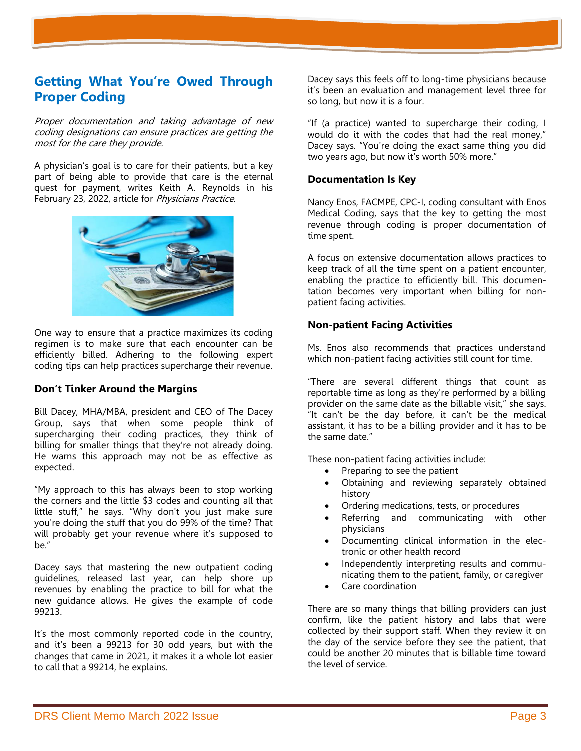## Getting What You're Owed Through Proper Coding

*Proper documentation and taking advantage of new coding designations can ensure practices are getting the most for the care they provide.*

A physician's goal is to care for their patients, but a key part of being able to provide that care is the eternal quest for payment, writes Keith A. Reynolds in his February 23, 2022, article for *Physicians Practice*.

One way to ensure that a practice maximizes its coding regimen is to make sure that each encounter can be efficiently billed. Adhering to the following expert coding tips can help practices supercharge their revenue.

### Don't Tinker Around the Margins

Bill Dacey, MHA/MBA, president and CEO of The Dacey Group, says that when some people think of supercharging their coding practices, they think of billing for smaller things that they're not already doing. He warns this approach may not be as effective as expected.

"My approach to this has always been to stop working the corners and the little $3 codes and counting all that little stuff," he says. "Why don't you just make sure you're doing the stuff that you do 99% of the time? That will probably get your revenue where it's supposed to be."

Dacey says that mastering the new outpatient coding guidelines, released last year, can help shore up revenues by enabling the practice to bill for what the new guidance allows. He gives the example of code 99213.

It's the most commonly reported code in the country, and it's been a 99213 for 30 odd years, but with the changes that came in 2021, it makes it a whole lot easier to call that a 99214, he explains.

Dacey says this feels off to long-time physicians because it's been an evaluation and management level three for so long, but now it is a four.

"If (a practice) wanted to supercharge their coding, I would do it with the codes that had the real money," Dacey says. "You're doing the exact same thing you did two years ago, but now it's worth 50% more."

### Documentation Is Key

Nancy Enos, FACMPE, CPC-I, coding consultant with Enos Medical Coding, says that the key to getting the most revenue through coding is proper documentation of time spent.

A focus on extensive documentation allows practices to keep track of all the time spent on a patient encounter, enabling the practice to efficiently bill. This documentation becomes very important when billing for non-patient facing activities.

### Non-patient Facing Activities

Ms. Enos also recommends that practices understand which non-patient facing activities still count for time.

"There are several different things that count as reportable time as long as they're performed by a billing provider on the same date as the billable visit," she says. "It can't be the day before, it can't be the medical assistant, it has to be a billing provider and it has to be the same date."

These non-patient facing activities include:

- Preparing to see the patient
- Obtaining and reviewing separately obtained history
- Ordering medications, tests, or procedures
- Referring and communicating with other physicians
- Documenting clinical information in the electronic or other health record
- Independently interpreting results and communicating them to the patient, family, or caregiver
- Care coordination

There are so many things that billing providers can just confirm, like the patient history and labs that were collected by their support staff. When they review it on the day of the service before they see the patient, that could be another 20 minutes that is billable time toward the level of service.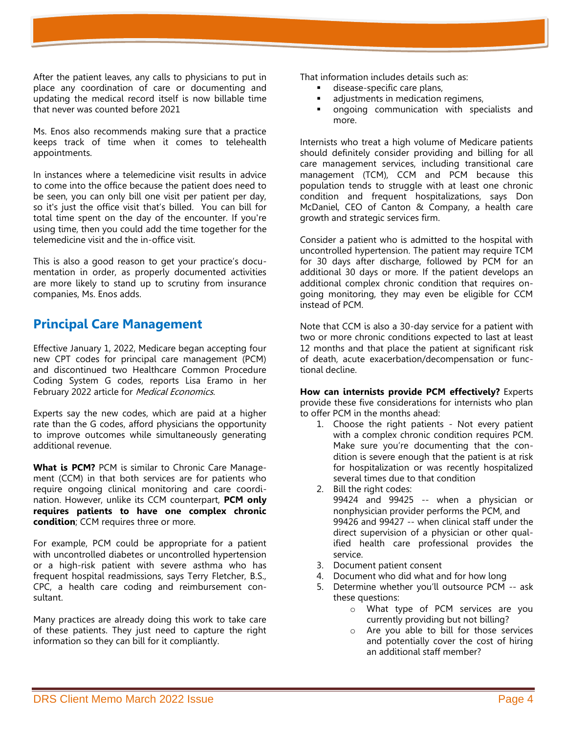After the patient leaves, any calls to physicians to put in place any coordination of care or documenting and updating the medical record itself is now billable time that never was counted before 2021

Ms. Enos also recommends making sure that a practice keeps track of time when it comes to telehealth appointments.

In instances where a telemedicine visit results in advice to come into the office because the patient does need to be seen, you can only bill one visit per patient per day, so it's just the office visit that's billed. You can bill for total time spent on the day of the encounter. If you're using time, then you could add the time together for the telemedicine visit and the in-office visit.

This is also a good reason to get your practice's documentation in order, as properly documented activities are more likely to stand up to scrutiny from insurance companies, Ms. Enos adds.

## Principal Care Management

Effective January 1, 2022, Medicare began accepting four new CPT codes for principal care management (PCM) and discontinued two Healthcare Common Procedure Coding System G codes, reports Lisa Eramo in her February 2022 article for *Medical Economics*.

Experts say the new codes, which are paid at a higher rate than the G codes, afford physicians the opportunity to improve outcomes while simultaneously generating additional revenue.

**What is PCM?** PCM is similar to Chronic Care Management (CCM) in that both services are for patients who require ongoing clinical monitoring and care coordination. However, unlike its CCM counterpart, **PCM only requires patients to have one complex chronic condition**; CCM requires three or more.

For example, PCM could be appropriate for a patient with uncontrolled diabetes or uncontrolled hypertension or a high-risk patient with severe asthma who has frequent hospital readmissions, says Terry Fletcher, B.S., CPC, a health care coding and reimbursement consultant.

Many practices are already doing this work to take care of these patients. They just need to capture the right information so they can bill for it compliantly.

That information includes details such as:

- disease-specific care plans,
- adjustments in medication regimens,
- ongoing communication with specialists and more.

Internists who treat a high volume of Medicare patients should definitely consider providing and billing for all care management services, including transitional care management (TCM), CCM and PCM because this population tends to struggle with at least one chronic condition and frequent hospitalizations, says Don McDaniel, CEO of Canton & Company, a health care growth and strategic services firm.

Consider a patient who is admitted to the hospital with uncontrolled hypertension. The patient may require TCM for 30 days after discharge, followed by PCM for an additional 30 days or more. If the patient develops an additional complex chronic condition that requires ongoing monitoring, they may even be eligible for CCM instead of PCM.

Note that CCM is also a 30-day service for a patient with two or more chronic conditions expected to last at least 12 months and that place the patient at significant risk of death, acute exacerbation/decompensation or functional decline.

**How can internists provide PCM effectively?** Experts provide these five considerations for internists who plan to offer PCM in the months ahead:

1. Choose the right patients - Not every patient with a complex chronic condition requires PCM. Make sure you're documenting that the condition is severe enough that the patient is at risk for hospitalization or was recently hospitalized several times due to that condition
2. Bill the right codes:
   99424 and 99425 -- when a physician or nonphysician provider performs the PCM, and
   99426 and 99427 -- when clinical staff under the direct supervision of a physician or other qualified health care professional provides the service.
3. Document patient consent
4. Document who did what and for how long
5. Determine whether you'll outsource PCM -- ask these questions:
   - What type of PCM services are you currently providing but not billing?
   - Are you able to bill for those services and potentially cover the cost of hiring an additional staff member?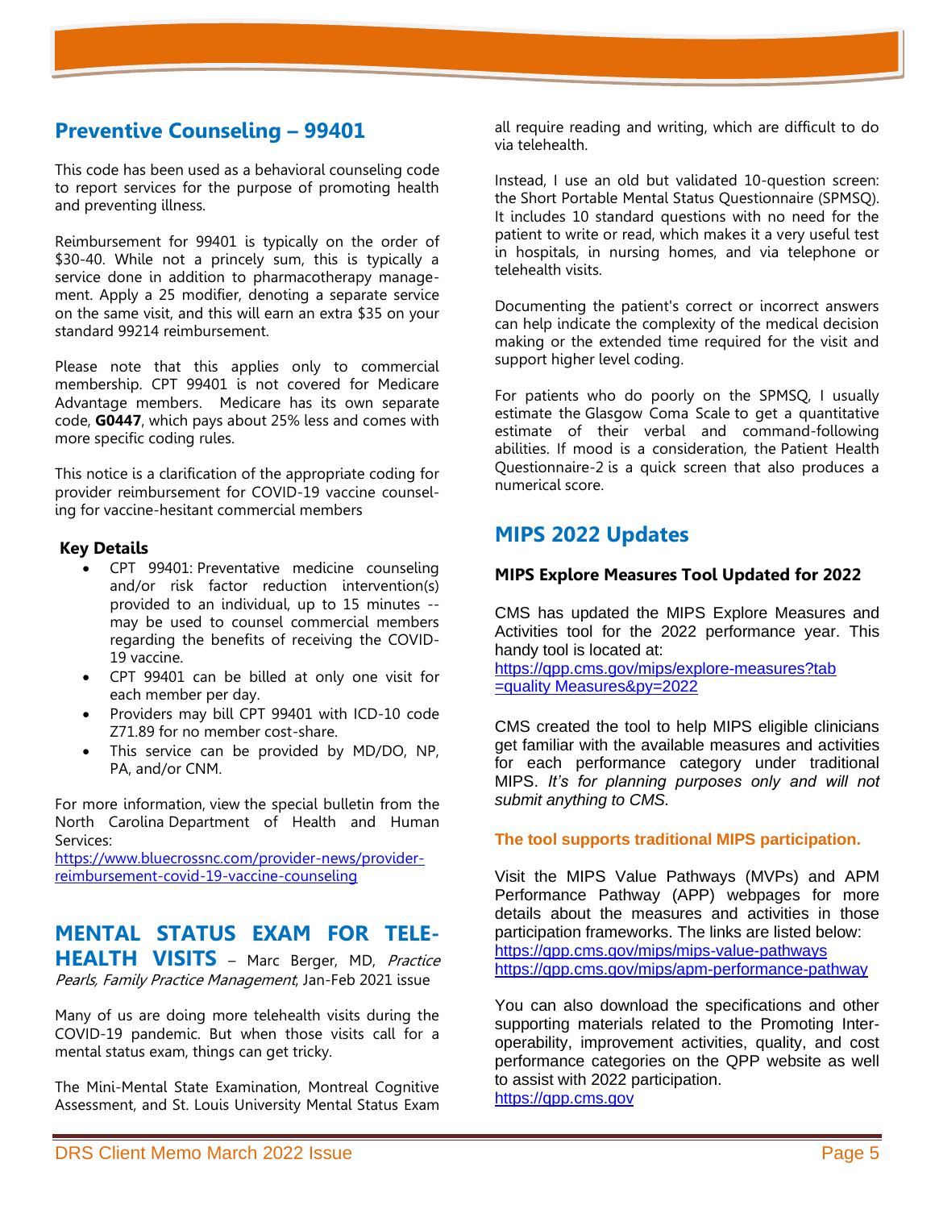## Preventive Counseling – 99401

This code has been used as a behavioral counseling code to report services for the purpose of promoting health and preventing illness.

Reimbursement for 99401 is typically on the order of $30-40. While not a princely sum, this is typically a service done in addition to pharmacotherapy management. Apply a 25 modifier, denoting a separate service on the same visit, and this will earn an extra $35 on your standard 99214 reimbursement.

Please note that this applies only to commercial membership. CPT 99401 is not covered for Medicare Advantage members. Medicare has its own separate code, **G0447**, which pays about 25% less and comes with more specific coding rules.

This notice is a clarification of the appropriate coding for provider reimbursement for COVID-19 vaccine counseling for vaccine-hesitant commercial members

**Key Details**

- CPT 99401: Preventative medicine counseling and/or risk factor reduction intervention(s) provided to an individual, up to 15 minutes -- may be used to counsel commercial members regarding the benefits of receiving the COVID-19 vaccine.
- CPT 99401 can be billed at only one visit for each member per day.
- Providers may bill CPT 99401 with ICD-10 code Z71.89 for no member cost-share.
- This service can be provided by MD/DO, NP, PA, and/or CNM.

For more information, view the special bulletin from the North Carolina Department of Health and Human Services:
https://www.bluecrossnc.com/provider-news/provider-reimbursement-covid-19-vaccine-counseling

## MENTAL STATUS EXAM FOR TELEHEALTH VISITS – Marc Berger, MD, *Practice Pearls, Family Practice Management*, Jan-Feb 2021 issue

Many of us are doing more telehealth visits during the COVID-19 pandemic. But when those visits call for a mental status exam, things can get tricky.

The Mini-Mental State Examination, Montreal Cognitive Assessment, and St. Louis University Mental Status Exam all require reading and writing, which are difficult to do via telehealth.

Instead, I use an old but validated 10-question screen: the Short Portable Mental Status Questionnaire (SPMSQ). It includes 10 standard questions with no need for the patient to write or read, which makes it a very useful test in hospitals, in nursing homes, and via telephone or telehealth visits.

Documenting the patient's correct or incorrect answers can help indicate the complexity of the medical decision making or the extended time required for the visit and support higher level coding.

For patients who do poorly on the SPMSQ, I usually estimate the Glasgow Coma Scale to get a quantitative estimate of their verbal and command-following abilities. If mood is a consideration, the Patient Health Questionnaire-2 is a quick screen that also produces a numerical score.

## MIPS 2022 Updates

### MIPS Explore Measures Tool Updated for 2022

CMS has updated the MIPS Explore Measures and Activities tool for the 2022 performance year. This handy tool is located at:
https://qpp.cms.gov/mips/explore-measures?tab=quality Measures&py=2022

CMS created the tool to help MIPS eligible clinicians get familiar with the available measures and activities for each performance category under traditional MIPS. *It's for planning purposes only and will not submit anything to CMS.*

**The tool supports traditional MIPS participation.**

Visit the MIPS Value Pathways (MVPs) and APM Performance Pathway (APP) webpages for more details about the measures and activities in those participation frameworks. The links are listed below:
https://qpp.cms.gov/mips/mips-value-pathways
https://qpp.cms.gov/mips/apm-performance-pathway

You can also download the specifications and other supporting materials related to the Promoting Interoperability, improvement activities, quality, and cost performance categories on the QPP website as well to assist with 2022 participation.
https://qpp.cms.gov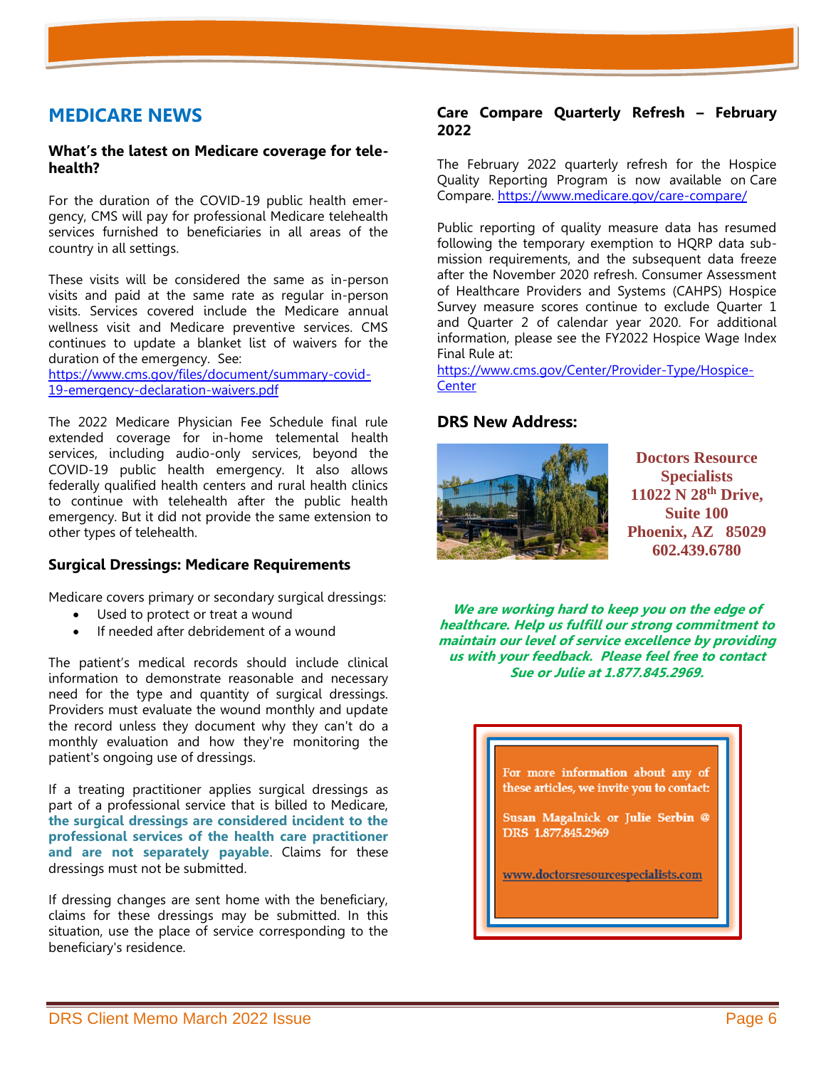# MEDICARE NEWS

### What's the latest on Medicare coverage for telehealth?

For the duration of the COVID-19 public health emergency, CMS will pay for professional Medicare telehealth services furnished to beneficiaries in all areas of the country in all settings.

These visits will be considered the same as in-person visits and paid at the same rate as regular in-person visits. Services covered include the Medicare annual wellness visit and Medicare preventive services. CMS continues to update a blanket list of waivers for the duration of the emergency. See:
https://www.cms.gov/files/document/summary-covid-19-emergency-declaration-waivers.pdf

The 2022 Medicare Physician Fee Schedule final rule extended coverage for in-home telemental health services, including audio-only services, beyond the COVID-19 public health emergency. It also allows federally qualified health centers and rural health clinics to continue with telehealth after the public health emergency. But it did not provide the same extension to other types of telehealth.

### Surgical Dressings: Medicare Requirements

Medicare covers primary or secondary surgical dressings:

- Used to protect or treat a wound
- If needed after debridement of a wound

The patient's medical records should include clinical information to demonstrate reasonable and necessary need for the type and quantity of surgical dressings. Providers must evaluate the wound monthly and update the record unless they document why they can't do a monthly evaluation and how they're monitoring the patient's ongoing use of dressings.

If a treating practitioner applies surgical dressings as part of a professional service that is billed to Medicare, **the surgical dressings are considered incident to the professional services of the health care practitioner and are not separately payable**. Claims for these dressings must not be submitted.

If dressing changes are sent home with the beneficiary, claims for these dressings may be submitted. In this situation, use the place of service corresponding to the beneficiary's residence.

### Care Compare Quarterly Refresh – February 2022

The February 2022 quarterly refresh for the Hospice Quality Reporting Program is now available on Care Compare. https://www.medicare.gov/care-compare/

Public reporting of quality measure data has resumed following the temporary exemption to HQRP data submission requirements, and the subsequent data freeze after the November 2020 refresh. Consumer Assessment of Healthcare Providers and Systems (CAHPS) Hospice Survey measure scores continue to exclude Quarter 1 and Quarter 2 of calendar year 2020. For additional information, please see the FY2022 Hospice Wage Index Final Rule at:
https://www.cms.gov/Center/Provider-Type/Hospice-Center

### DRS New Address:

**Doctors Resource Specialists**
**11022 N 28th Drive,**
**Suite 100**
**Phoenix, AZ 85029**
**602.439.6780**

***We are working hard to keep you on the edge of healthcare. Help us fulfill our strong commitment to maintain our level of service excellence by providing us with your feedback. Please feel free to contact Sue or Julie at 1.877.845.2969.***

For more information about any of these articles, we invite you to contact:

**Susan Magalnick or Julie Serbin @ DRS 1.877.845.2969**

www.doctorsresourcespecialists.com